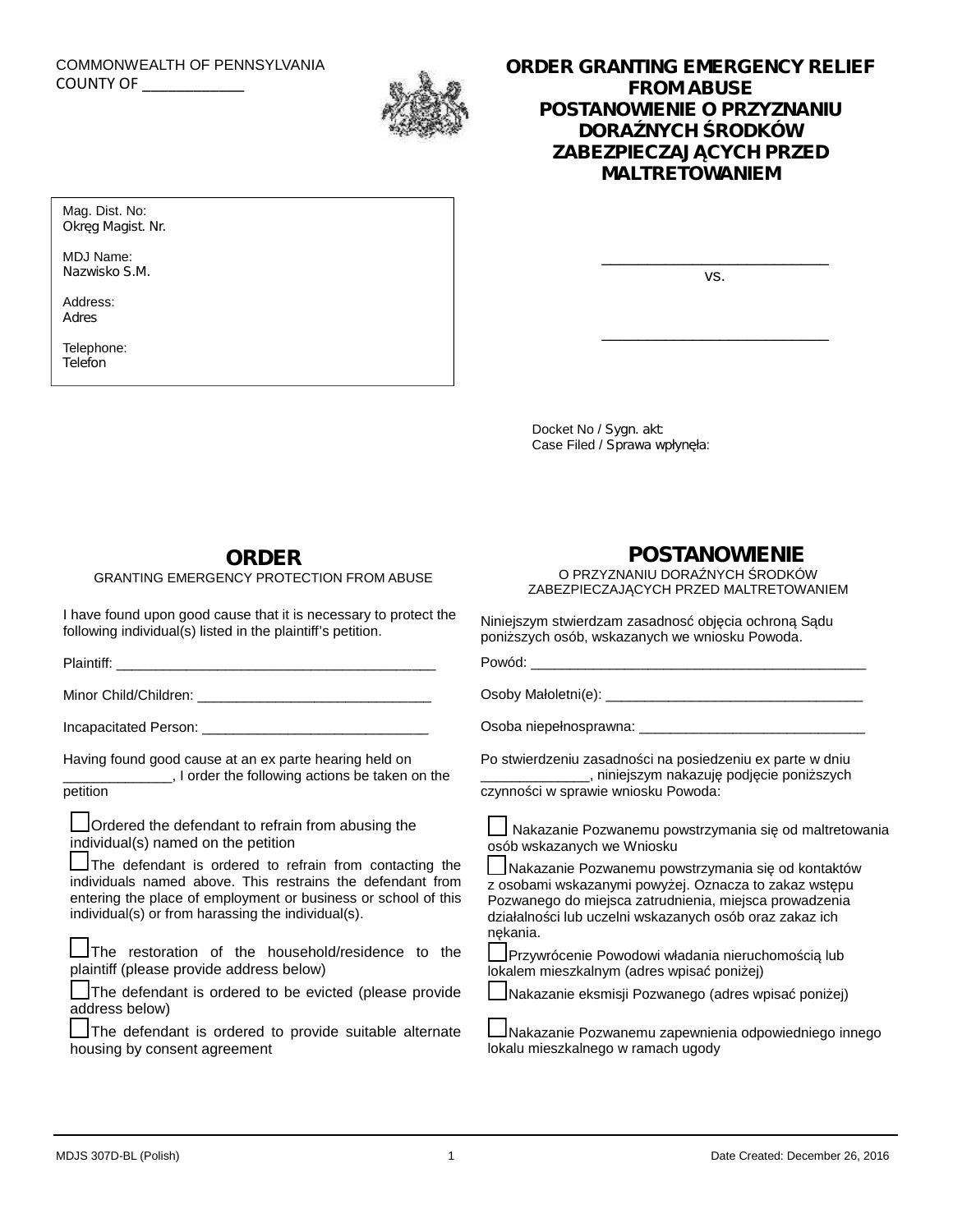COMMONWEALTH OF PENNSYLVANIA
COUNTY OF ____________

# ORDER GRANTING EMERGENCY RELIEF FROM ABUSE
# POSTANOWIENIE O PRZYZNANIU DORAŹNYCH ŚRODKÓW ZABEZPIECZAJĄCYCH PRZED MALTRETOWANIEM

Mag. Dist. No:
Okręg Magist. Nr.

MDJ Name:
Nazwisko S.M.

Address:
Adres

Telephone:
Telefon

______________________________
vs.

______________________________

Docket No / Sygn. akt:
Case Filed / Sprawa wpłynęła:

## ORDER

GRANTING EMERGENCY PROTECTION FROM ABUSE

I have found upon good cause that it is necessary to protect the following individual(s) listed in the plaintiff's petition.

Plaintiff: ________________________________________

Minor Child/Children: ______________________________

Incapacitated Person: _____________________________

Having found good cause at an ex parte hearing held on _____________, I order the following actions be taken on the petition

- ☐ Ordered the defendant to refrain from abusing the individual(s) named on the petition
- ☐ The defendant is ordered to refrain from contacting the individuals named above. This restrains the defendant from entering the place of employment or business or school of this individual(s) or from harassing the individual(s).
- ☐ The restoration of the household/residence to the plaintiff (please provide address below)
- ☐ The defendant is ordered to be evicted (please provide address below)
- ☐ The defendant is ordered to provide suitable alternate housing by consent agreement

## POSTANOWIENIE

O PRZYZNANIU DORAŹNYCH ŚRODKÓW ZABEZPIECZAJĄCYCH PRZED MALTRETOWANIEM

Niniejszym stwierdzam zasadność objęcia ochroną Sądu poniższych osób, wskazanych we wniosku Powoda.

Powód: __________________________________________

Osoby Małoletni(e): ________________________________

Osoba niepełnosprawna: ____________________________

Po stwierdzeniu zasadności na posiedzeniu ex parte w dniu _____________, niniejszym nakazuję podjęcie poniższych czynności w sprawie wniosku Powoda:

- ☐ Nakazanie Pozwanemu powstrzymania się od maltretowania osób wskazanych we Wniosku
- ☐ Nakazanie Pozwanemu powstrzymania się od kontaktów z osobami wskazanymi powyżej. Oznacza to zakaz wstępu Pozwanego do miejsca zatrudnienia, miejsca prowadzenia działalności lub uczelni wskazanych osób oraz zakaz ich nękania.
- ☐ Przywrócenie Powodowi władania nieruchomością lub lokalem mieszkalnym (adres wpisać poniżej)
- ☐ Nakazanie eksmisji Pozwanego (adres wpisać poniżej)
- ☐ Nakazanie Pozwanemu zapewnienia odpowiedniego innego lokalu mieszkalnego w ramach ugody

MDJS 307D-BL (Polish) Date Created: December 26, 2016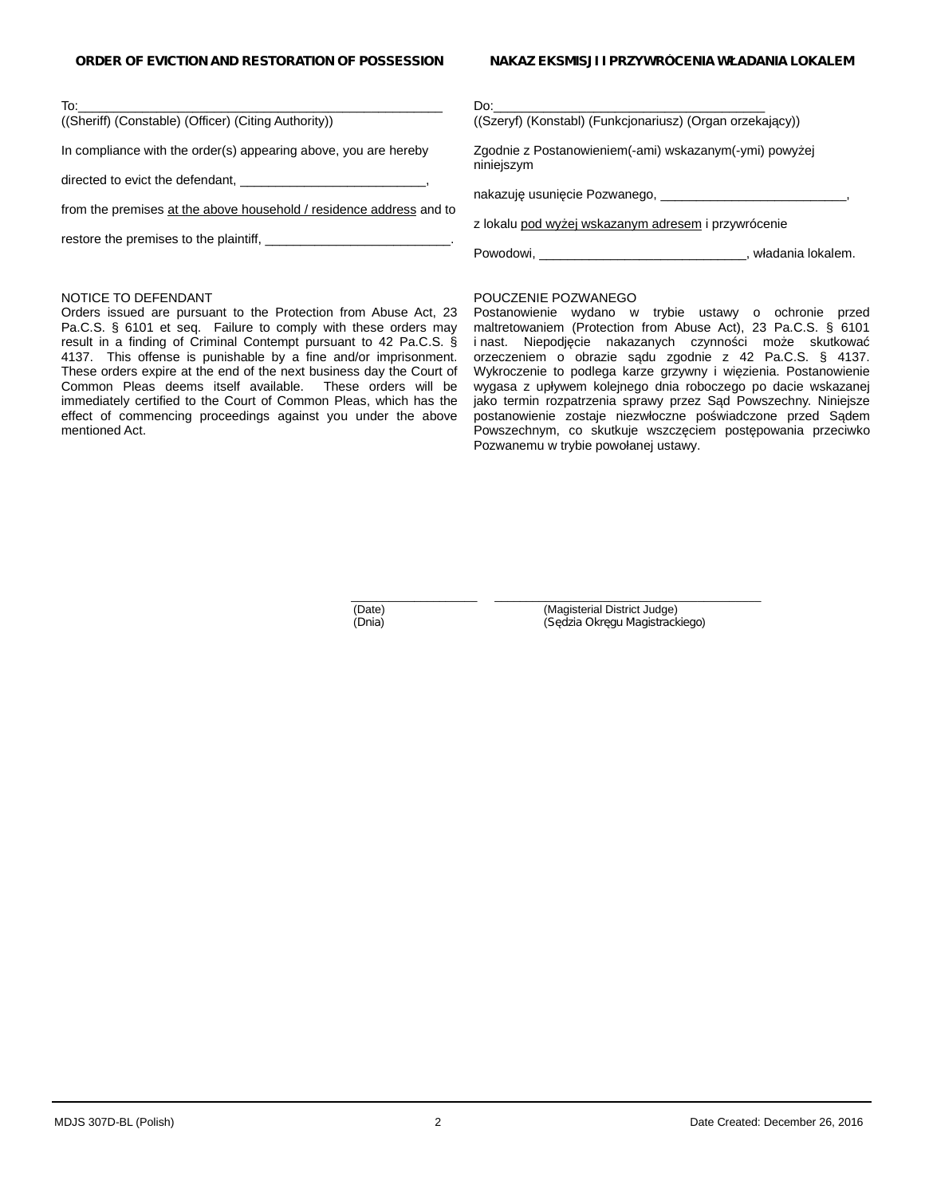## ORDER OF EVICTION AND RESTORATION OF POSSESSION

To:_____________________________________________________
((Sheriff) (Constable) (Officer) (Citing Authority))

In compliance with the order(s) appearing above, you are hereby directed to evict the defendant, __________________________, from the premises at the above household / residence address and to restore the premises to the plaintiff, __________________________.

NOTICE TO DEFENDANT
Orders issued are pursuant to the Protection from Abuse Act, 23 Pa.C.S. § 6101 et seq. Failure to comply with these orders may result in a finding of Criminal Contempt pursuant to 42 Pa.C.S. § 4137. This offense is punishable by a fine and/or imprisonment. These orders expire at the end of the next business day the Court of Common Pleas deems itself available. These orders will be immediately certified to the Court of Common Pleas, which has the effect of commencing proceedings against you under the above mentioned Act.

## NAKAZ EKSMISJI I PRZYWRÓCENIA WŁADANIA LOKALEM

Do:_______________________________________
((Szeryf) (Konstabl) (Funkcjonariusz) (Organ orzekający))

Zgodnie z Postanowieniem(-ami) wskazanym(-ymi) powyżej niniejszym nakazuję usunięcie Pozwanego, __________________________, z lokalu pod wyżej wskazanym adresem i przywrócenie Powodowi, _____________________________, władania lokalem.

POUCZENIE POZWANEGO
Postanowienie wydano w trybie ustawy o ochronie przed maltretowaniem (Protection from Abuse Act), 23 Pa.C.S. § 6101 i nast. Niepodjęcie nakazanych czynności może skutkować orzeczeniem o obrazie sądu zgodnie z 42 Pa.C.S. § 4137. Wykroczenie to podlega karze grzywny i więzienia. Postanowienie wygasa z upływem kolejnego dnia roboczego po dacie wskazanej jako termin rozpatrzenia sprawy przez Sąd Powszechny. Niniejsze postanowienie zostaje niezwłoczne poświadczone przed Sądem Powszechnym, co skutkuje wszczęciem postępowania przeciwko Pozwanemu w trybie powołanej ustawy.

___________________ ________________________________________
(Date) (Magisterial District Judge)
(Dnia) (Sędzia Okręgu Magistrackiego)

MDJS 307D-BL (Polish) Date Created: December 26, 2016